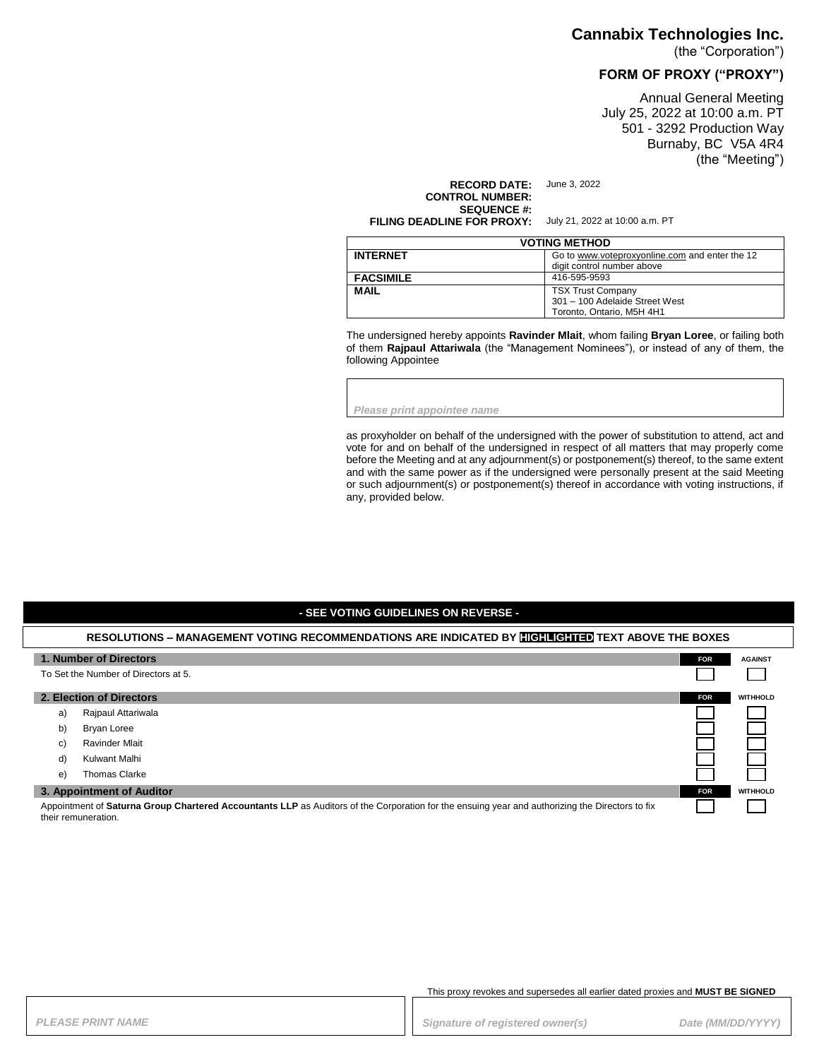# Cannabix Technologies Inc.

(the "Corporation")

## FORM OF PROXY ("PROXY")

Annual General Meeting
July 25, 2022 at 10:00 a.m. PT
501 - 3292 Production Way
Burnaby, BC V5A 4R4
(the "Meeting")

**RECORD DATE:** June 3, 2022
**CONTROL NUMBER:**
**SEQUENCE #:**
**FILING DEADLINE FOR PROXY:** July 21, 2022 at 10:00 a.m. PT

| VOTING METHOD | |
|---|---|
| **INTERNET** | Go to www.voteproxyonline.com and enter the 12 digit control number above |
| **FACSIMILE** | 416-595-9593 |
| **MAIL** | TSX Trust Company<br>301 – 100 Adelaide Street West<br>Toronto, Ontario, M5H 4H1 |

The undersigned hereby appoints **Ravinder Mlait**, whom failing **Bryan Loree**, or failing both of them **Rajpaul Attariwala** (the "Management Nominees"), or instead of any of them, the following Appointee

*Please print appointee name*

as proxyholder on behalf of the undersigned with the power of substitution to attend, act and vote for and on behalf of the undersigned in respect of all matters that may properly come before the Meeting and at any adjournment(s) or postponement(s) thereof, to the same extent and with the same power as if the undersigned were personally present at the said Meeting or such adjournment(s) or postponement(s) thereof in accordance with voting instructions, if any, provided below.

**- SEE VOTING GUIDELINES ON REVERSE -**

**RESOLUTIONS – MANAGEMENT VOTING RECOMMENDATIONS ARE INDICATED BY HIGHLIGHTED TEXT ABOVE THE BOXES**

| **1. Number of Directors** | **FOR** | **AGAINST** |
|---|---|---|
| To Set the Number of Directors at 5. | ☐ | ☐ |

| **2. Election of Directors** | **FOR** | **WITHHOLD** |
|---|---|---|
| a) Rajpaul Attariwala | ☐ | ☐ |
| b) Bryan Loree | ☐ | ☐ |
| c) Ravinder Mlait | ☐ | ☐ |
| d) Kulwant Malhi | ☐ | ☐ |
| e) Thomas Clarke | ☐ | ☐ |

| **3. Appointment of Auditor** | **FOR** | **WITHHOLD** |
|---|---|---|
| Appointment of **Saturna Group Chartered Accountants LLP** as Auditors of the Corporation for the ensuing year and authorizing the Directors to fix their remuneration. | ☐ | ☐ |

This proxy revokes and supersedes all earlier dated proxies and **MUST BE SIGNED**

*PLEASE PRINT NAME*

*Signature of registered owner(s)* *Date (MM/DD/YYYY)*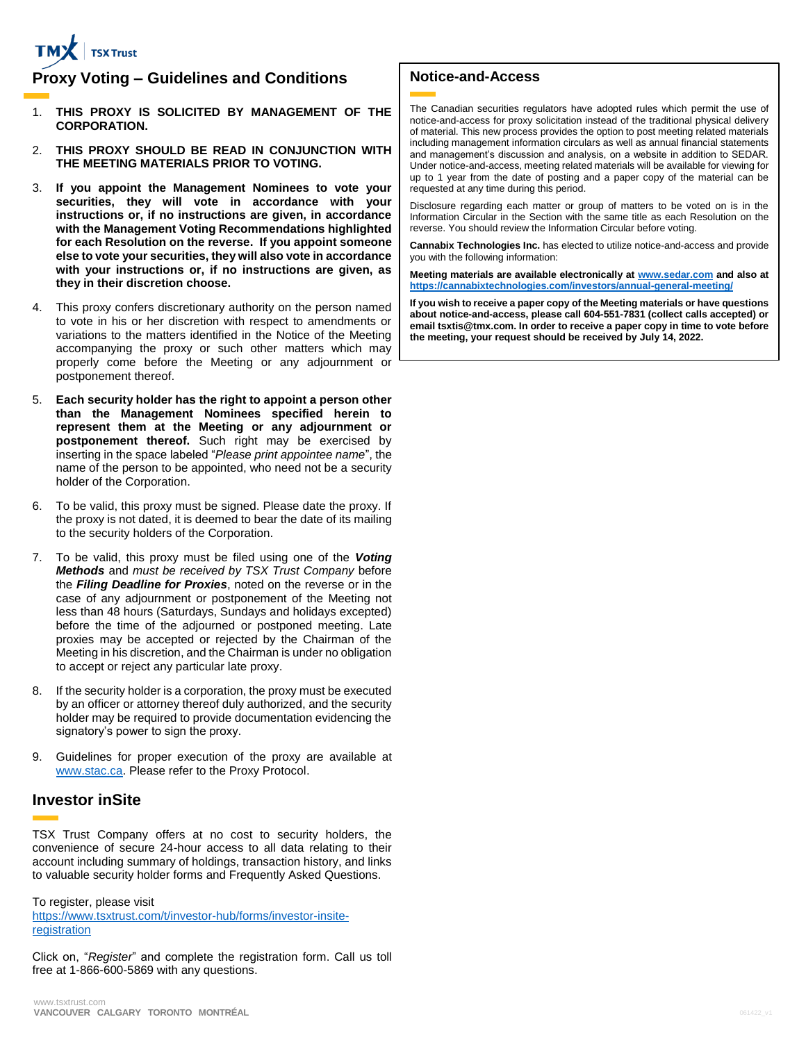TMX | TSX Trust

## Proxy Voting – Guidelines and Conditions

1. **THIS PROXY IS SOLICITED BY MANAGEMENT OF THE CORPORATION.**
2. **THIS PROXY SHOULD BE READ IN CONJUNCTION WITH THE MEETING MATERIALS PRIOR TO VOTING.**
3. **If you appoint the Management Nominees to vote your securities, they will vote in accordance with your instructions or, if no instructions are given, in accordance with the Management Voting Recommendations highlighted for each Resolution on the reverse. If you appoint someone else to vote your securities, they will also vote in accordance with your instructions or, if no instructions are given, as they in their discretion choose.**
4. This proxy confers discretionary authority on the person named to vote in his or her discretion with respect to amendments or variations to the matters identified in the Notice of the Meeting accompanying the proxy or such other matters which may properly come before the Meeting or any adjournment or postponement thereof.
5. **Each security holder has the right to appoint a person other than the Management Nominees specified herein to represent them at the Meeting or any adjournment or postponement thereof.** Such right may be exercised by inserting in the space labeled "*Please print appointee name*", the name of the person to be appointed, who need not be a security holder of the Corporation.
6. To be valid, this proxy must be signed. Please date the proxy. If the proxy is not dated, it is deemed to bear the date of its mailing to the security holders of the Corporation.
7. To be valid, this proxy must be filed using one of the ***Voting Methods*** and *must be received by TSX Trust Company* before the ***Filing Deadline for Proxies***, noted on the reverse or in the case of any adjournment or postponement of the Meeting not less than 48 hours (Saturdays, Sundays and holidays excepted) before the time of the adjourned or postponed meeting. Late proxies may be accepted or rejected by the Chairman of the Meeting in his discretion, and the Chairman is under no obligation to accept or reject any particular late proxy.
8. If the security holder is a corporation, the proxy must be executed by an officer or attorney thereof duly authorized, and the security holder may be required to provide documentation evidencing the signatory's power to sign the proxy.
9. Guidelines for proper execution of the proxy are available at www.stac.ca. Please refer to the Proxy Protocol.

## Investor inSite

TSX Trust Company offers at no cost to security holders, the convenience of secure 24-hour access to all data relating to their account including summary of holdings, transaction history, and links to valuable security holder forms and Frequently Asked Questions.

To register, please visit
https://www.tsxtrust.com/t/investor-hub/forms/investor-insite-registration

Click on, "*Register*" and complete the registration form. Call us toll free at 1-866-600-5869 with any questions.

## Notice-and-Access

The Canadian securities regulators have adopted rules which permit the use of notice-and-access for proxy solicitation instead of the traditional physical delivery of material. This new process provides the option to post meeting related materials including management information circulars as well as annual financial statements and management's discussion and analysis, on a website in addition to SEDAR. Under notice-and-access, meeting related materials will be available for viewing for up to 1 year from the date of posting and a paper copy of the material can be requested at any time during this period.

Disclosure regarding each matter or group of matters to be voted on is in the Information Circular in the Section with the same title as each Resolution on the reverse. You should review the Information Circular before voting.

**Cannabix Technologies Inc.** has elected to utilize notice-and-access and provide you with the following information:

**Meeting materials are available electronically at www.sedar.com and also at https://cannabixtechnologies.com/investors/annual-general-meeting/**

**If you wish to receive a paper copy of the Meeting materials or have questions about notice-and-access, please call 604-551-7831 (collect calls accepted) or email tsxtis@tmx.com. In order to receive a paper copy in time to vote before the meeting, your request should be received by July 14, 2022.**

www.tsxtrust.com
VANCOUVER CALGARY TORONTO MONTRÉAL